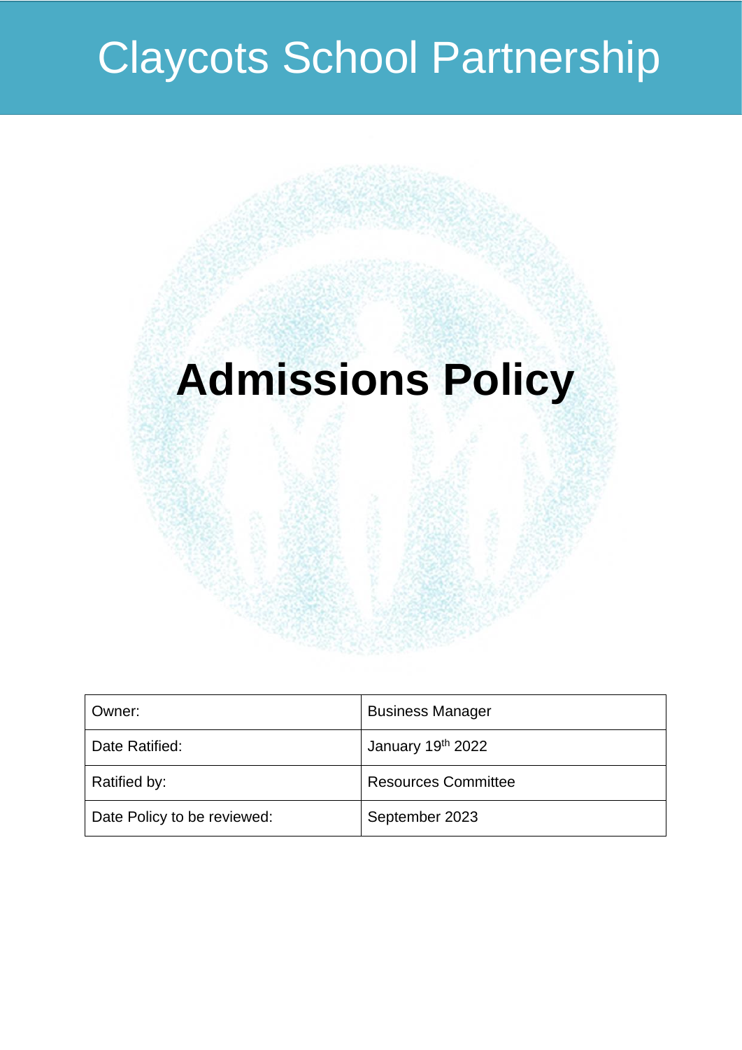# Claycots School Partnership

# Admissions Policy

| Owner: | Business Manager |
|---|---|
| Date Ratified: | January 19th 2022 |
| Ratified by: | Resources Committee |
| Date Policy to be reviewed: | September 2023 |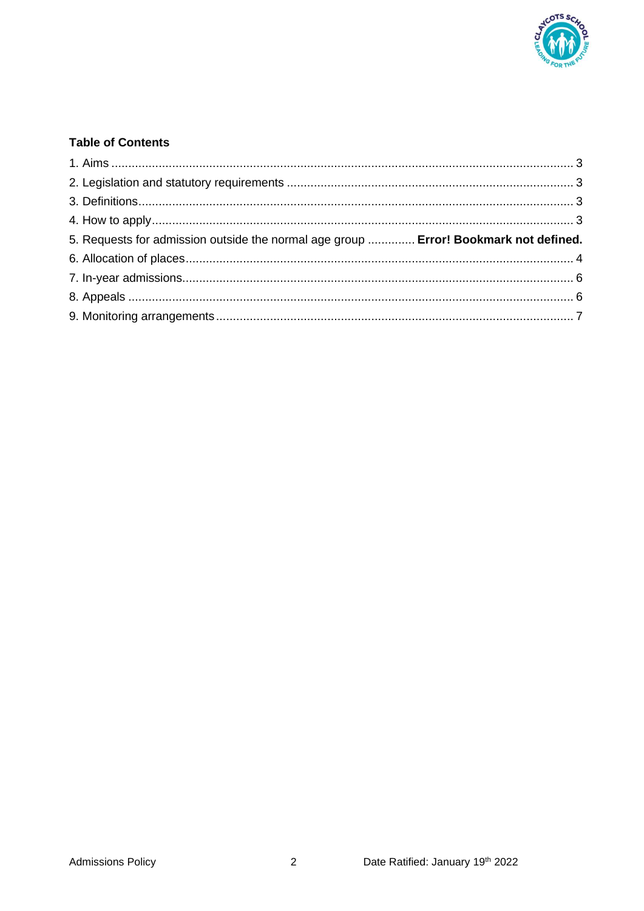**Table of Contents**

1. Aims ........................................................................................................................ 3
2. Legislation and statutory requirements ..................................................................... 3
3. Definitions ................................................................................................................ 3
4. How to apply ............................................................................................................ 3
5. Requests for admission outside the normal age group ............. **Error! Bookmark not defined.**
6. Allocation of places .................................................................................................. 4
7. In-year admissions ................................................................................................... 6
8. Appeals .................................................................................................................... 6
9. Monitoring arrangements ......................................................................................... 7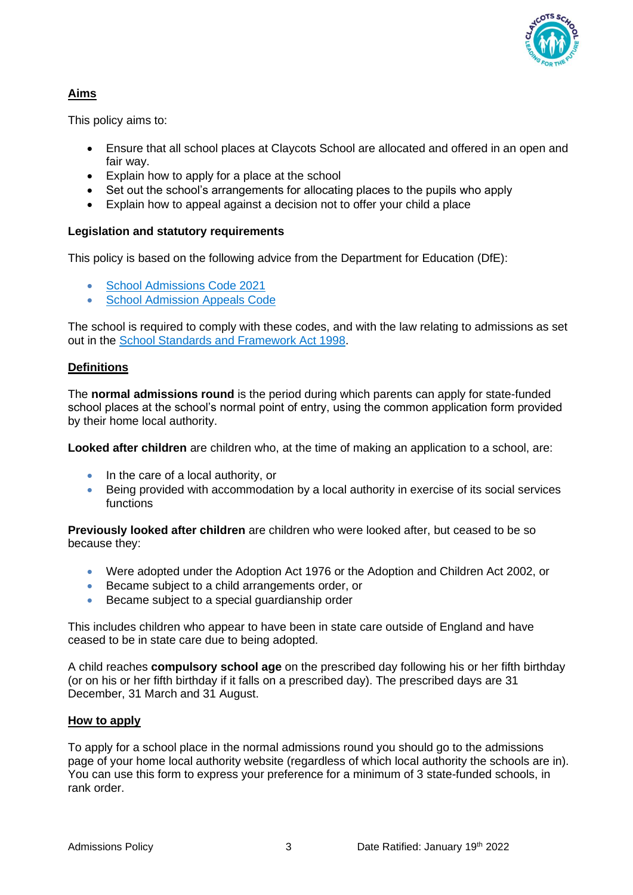## Aims

This policy aims to:

- Ensure that all school places at Claycots School are allocated and offered in an open and fair way.
- Explain how to apply for a place at the school
- Set out the school's arrangements for allocating places to the pupils who apply
- Explain how to appeal against a decision not to offer your child a place

### Legislation and statutory requirements

This policy is based on the following advice from the Department for Education (DfE):

- School Admissions Code 2021
- School Admission Appeals Code

The school is required to comply with these codes, and with the law relating to admissions as set out in the School Standards and Framework Act 1998.

## Definitions

The **normal admissions round** is the period during which parents can apply for state-funded school places at the school's normal point of entry, using the common application form provided by their home local authority.

**Looked after children** are children who, at the time of making an application to a school, are:

- In the care of a local authority, or
- Being provided with accommodation by a local authority in exercise of its social services functions

**Previously looked after children** are children who were looked after, but ceased to be so because they:

- Were adopted under the Adoption Act 1976 or the Adoption and Children Act 2002, or
- Became subject to a child arrangements order, or
- Became subject to a special guardianship order

This includes children who appear to have been in state care outside of England and have ceased to be in state care due to being adopted.

A child reaches **compulsory school age** on the prescribed day following his or her fifth birthday (or on his or her fifth birthday if it falls on a prescribed day). The prescribed days are 31 December, 31 March and 31 August.

## How to apply

To apply for a school place in the normal admissions round you should go to the admissions page of your home local authority website (regardless of which local authority the schools are in). You can use this form to express your preference for a minimum of 3 state-funded schools, in rank order.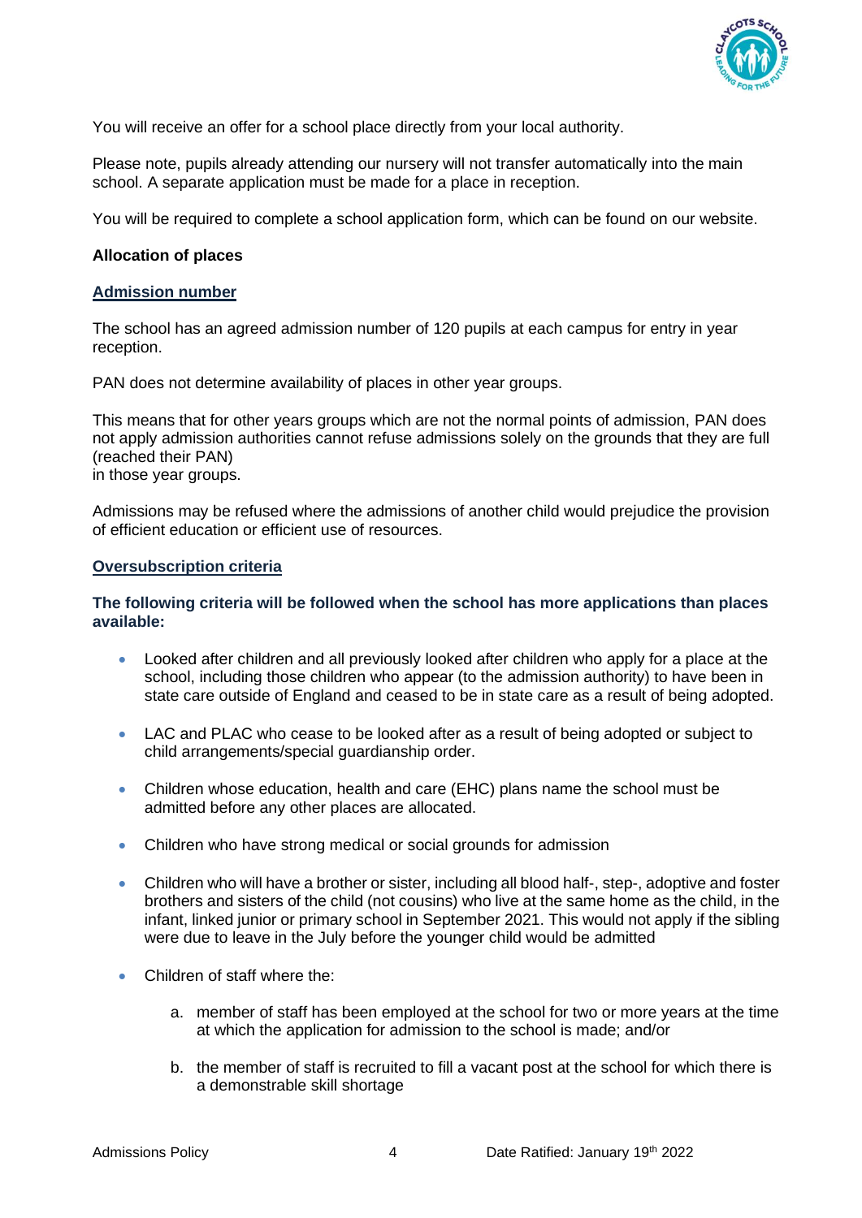You will receive an offer for a school place directly from your local authority.

Please note, pupils already attending our nursery will not transfer automatically into the main school. A separate application must be made for a place in reception.

You will be required to complete a school application form, which can be found on our website.

**Allocation of places**

**Admission number**

The school has an agreed admission number of 120 pupils at each campus for entry in year reception.

PAN does not determine availability of places in other year groups.

This means that for other years groups which are not the normal points of admission, PAN does not apply admission authorities cannot refuse admissions solely on the grounds that they are full (reached their PAN)
in those year groups.

Admissions may be refused where the admissions of another child would prejudice the provision of efficient education or efficient use of resources.

**Oversubscription criteria**

**The following criteria will be followed when the school has more applications than places available:**

- Looked after children and all previously looked after children who apply for a place at the school, including those children who appear (to the admission authority) to have been in state care outside of England and ceased to be in state care as a result of being adopted.
- LAC and PLAC who cease to be looked after as a result of being adopted or subject to child arrangements/special guardianship order.
- Children whose education, health and care (EHC) plans name the school must be admitted before any other places are allocated.
- Children who have strong medical or social grounds for admission
- Children who will have a brother or sister, including all blood half-, step-, adoptive and foster brothers and sisters of the child (not cousins) who live at the same home as the child, in the infant, linked junior or primary school in September 2021. This would not apply if the sibling were due to leave in the July before the younger child would be admitted
- Children of staff where the:
    a. member of staff has been employed at the school for two or more years at the time at which the application for admission to the school is made; and/or
    b. the member of staff is recruited to fill a vacant post at the school for which there is a demonstrable skill shortage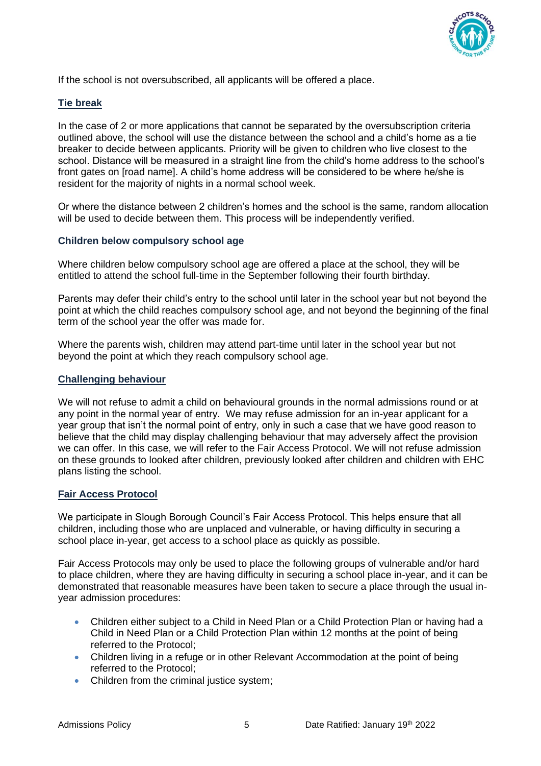If the school is not oversubscribed, all applicants will be offered a place.

## Tie break

In the case of 2 or more applications that cannot be separated by the oversubscription criteria outlined above, the school will use the distance between the school and a child's home as a tie breaker to decide between applicants. Priority will be given to children who live closest to the school. Distance will be measured in a straight line from the child's home address to the school's front gates on [road name]. A child's home address will be considered to be where he/she is resident for the majority of nights in a normal school week.

Or where the distance between 2 children's homes and the school is the same, random allocation will be used to decide between them. This process will be independently verified.

### Children below compulsory school age

Where children below compulsory school age are offered a place at the school, they will be entitled to attend the school full-time in the September following their fourth birthday.

Parents may defer their child's entry to the school until later in the school year but not beyond the point at which the child reaches compulsory school age, and not beyond the beginning of the final term of the school year the offer was made for.

Where the parents wish, children may attend part-time until later in the school year but not beyond the point at which they reach compulsory school age.

## Challenging behaviour

We will not refuse to admit a child on behavioural grounds in the normal admissions round or at any point in the normal year of entry. We may refuse admission for an in-year applicant for a year group that isn't the normal point of entry, only in such a case that we have good reason to believe that the child may display challenging behaviour that may adversely affect the provision we can offer. In this case, we will refer to the Fair Access Protocol. We will not refuse admission on these grounds to looked after children, previously looked after children and children with EHC plans listing the school.

## Fair Access Protocol

We participate in Slough Borough Council's Fair Access Protocol. This helps ensure that all children, including those who are unplaced and vulnerable, or having difficulty in securing a school place in-year, get access to a school place as quickly as possible.

Fair Access Protocols may only be used to place the following groups of vulnerable and/or hard to place children, where they are having difficulty in securing a school place in-year, and it can be demonstrated that reasonable measures have been taken to secure a place through the usual in-year admission procedures:

- Children either subject to a Child in Need Plan or a Child Protection Plan or having had a Child in Need Plan or a Child Protection Plan within 12 months at the point of being referred to the Protocol;
- Children living in a refuge or in other Relevant Accommodation at the point of being referred to the Protocol;
- Children from the criminal justice system;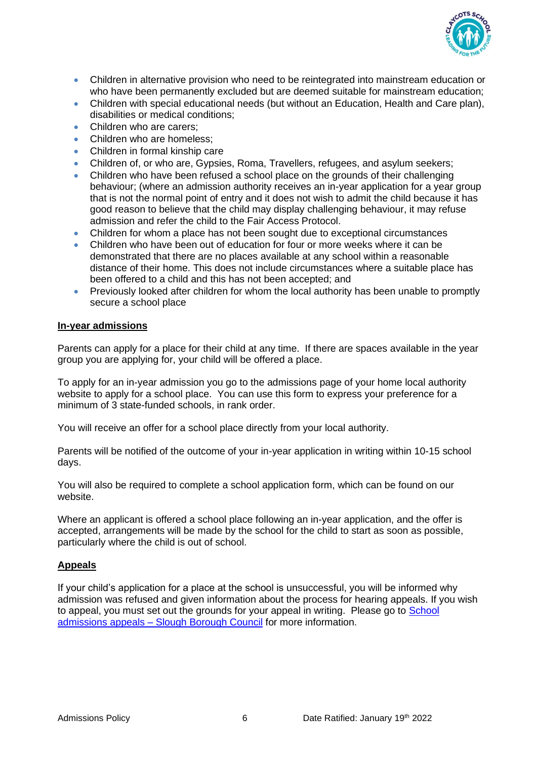- Children in alternative provision who need to be reintegrated into mainstream education or who have been permanently excluded but are deemed suitable for mainstream education;
- Children with special educational needs (but without an Education, Health and Care plan), disabilities or medical conditions;
- Children who are carers;
- Children who are homeless;
- Children in formal kinship care
- Children of, or who are, Gypsies, Roma, Travellers, refugees, and asylum seekers;
- Children who have been refused a school place on the grounds of their challenging behaviour; (where an admission authority receives an in-year application for a year group that is not the normal point of entry and it does not wish to admit the child because it has good reason to believe that the child may display challenging behaviour, it may refuse admission and refer the child to the Fair Access Protocol.
- Children for whom a place has not been sought due to exceptional circumstances
- Children who have been out of education for four or more weeks where it can be demonstrated that there are no places available at any school within a reasonable distance of their home. This does not include circumstances where a suitable place has been offered to a child and this has not been accepted; and
- Previously looked after children for whom the local authority has been unable to promptly secure a school place

## In-year admissions

Parents can apply for a place for their child at any time. If there are spaces available in the year group you are applying for, your child will be offered a place.

To apply for an in-year admission you go to the admissions page of your home local authority website to apply for a school place. You can use this form to express your preference for a minimum of 3 state-funded schools, in rank order.

You will receive an offer for a school place directly from your local authority.

Parents will be notified of the outcome of your in-year application in writing within 10-15 school days.

You will also be required to complete a school application form, which can be found on our website.

Where an applicant is offered a school place following an in-year application, and the offer is accepted, arrangements will be made by the school for the child to start as soon as possible, particularly where the child is out of school.

## Appeals

If your child's application for a place at the school is unsuccessful, you will be informed why admission was refused and given information about the process for hearing appeals. If you wish to appeal, you must set out the grounds for your appeal in writing. Please go to School admissions appeals – Slough Borough Council for more information.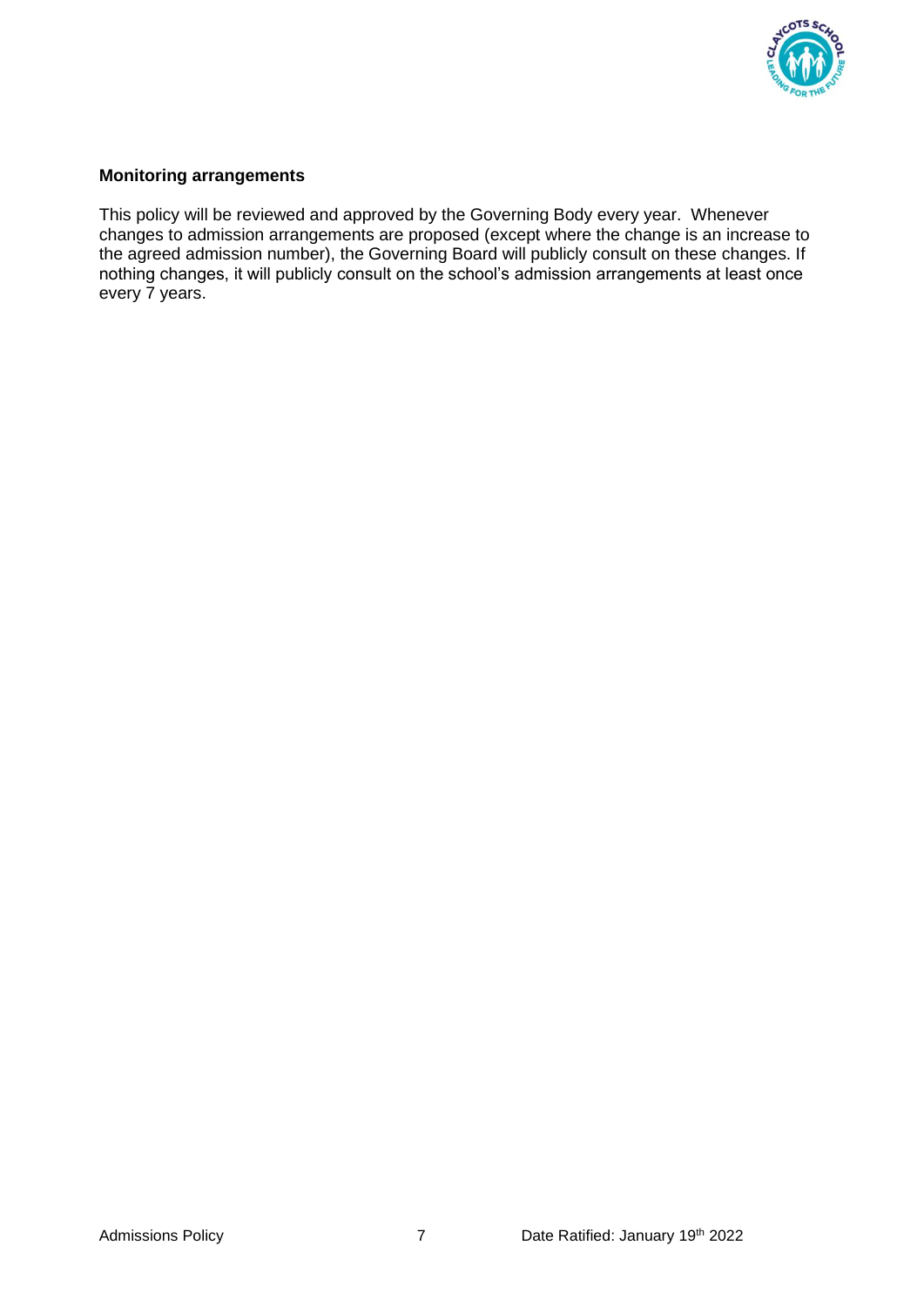**Monitoring arrangements**

This policy will be reviewed and approved by the Governing Body every year. Whenever changes to admission arrangements are proposed (except where the change is an increase to the agreed admission number), the Governing Board will publicly consult on these changes. If nothing changes, it will publicly consult on the school's admission arrangements at least once every 7 years.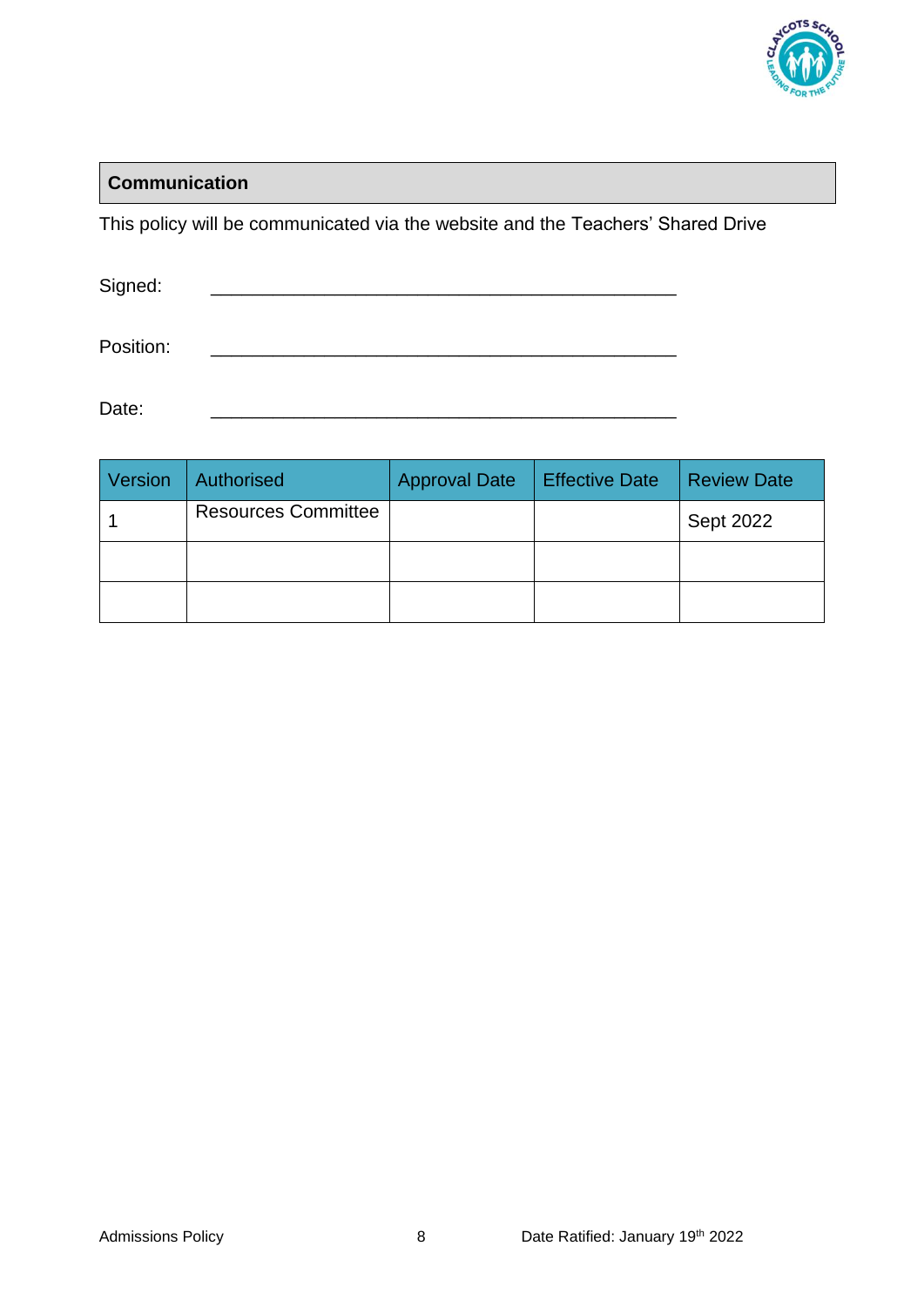## Communication

This policy will be communicated via the website and the Teachers' Shared Drive

Signed: ____________________________________________

Position: ____________________________________________

Date: ____________________________________________

| Version | Authorised | Approval Date | Effective Date | Review Date |
| --- | --- | --- | --- | --- |
| 1 | Resources Committee | | | Sept 2022 |
| | | | | |
| | | | | |